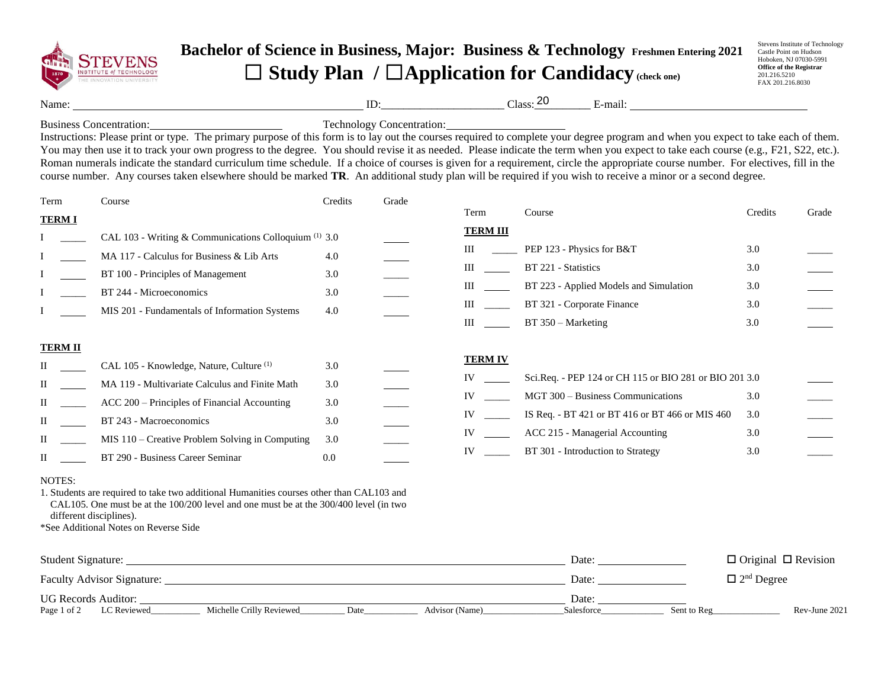# Bachelor of Science in Business, Major: Business & Technology Freshmen Entering 2021

## ☐ Study Plan / ☐ Application for Candidacy (check one)

Stevens Institute of Technology
Castle Point on Hudson
Hoboken, NJ 07030-5991
**Office of the Registrar**
201.216.5210
FAX 201.216.8030

Name: ________________________ ID: ____________ Class: 20________ E-mail: ____________________

Business Concentration: ____________________ Technology Concentration: ____________________

Instructions: Please print or type. The primary purpose of this form is to lay out the courses required to complete your degree program and when you expect to take each of them. You may then use it to track your own progress to the degree. You should revise it as needed. Please indicate the term when you expect to take each course (e.g., F21, S22, etc.). Roman numerals indicate the standard curriculum time schedule. If a choice of courses is given for a requirement, circle the appropriate course number. For electives, fill in the course number. Any courses taken elsewhere should be marked **TR**. An additional study plan will be required if you wish to receive a minor or a second degree.

| Term | | Course | Credits | Grade |
|---|---|---|---|---|
| **TERM I** | | | | |
| I | _____ | CAL 103 - Writing & Communications Colloquium [1] | 3.0 | _____ |
| I | _____ | MA 117 - Calculus for Business & Lib Arts | 4.0 | _____ |
| I | _____ | BT 100 - Principles of Management | 3.0 | _____ |
| I | _____ | BT 244 - Microeconomics | 3.0 | _____ |
| I | _____ | MIS 201 - Fundamentals of Information Systems | 4.0 | _____ |
| **TERM II** | | | | |
| II | _____ | CAL 105 - Knowledge, Nature, Culture [1] | 3.0 | _____ |
| II | _____ | MA 119 - Multivariate Calculus and Finite Math | 3.0 | _____ |
| II | _____ | ACC 200 – Principles of Financial Accounting | 3.0 | _____ |
| II | _____ | BT 243 - Macroeconomics | 3.0 | _____ |
| II | _____ | MIS 110 – Creative Problem Solving in Computing | 3.0 | _____ |
| II | _____ | BT 290 - Business Career Seminar | 0.0 | _____ |
| **TERM III** | | | | |
| III | _____ | PEP 123 - Physics for B&T | 3.0 | _____ |
| III | _____ | BT 221 - Statistics | 3.0 | _____ |
| III | _____ | BT 223 - Applied Models and Simulation | 3.0 | _____ |
| III | _____ | BT 321 - Corporate Finance | 3.0 | _____ |
| III | _____ | BT 350 – Marketing | 3.0 | _____ |
| **TERM IV** | | | | |
| IV | _____ | Sci.Req. - PEP 124 or CH 115 or BIO 281 or BIO 201 | 3.0 | _____ |
| IV | _____ | MGT 300 – Business Communications | 3.0 | _____ |
| IV | _____ | IS Req. - BT 421 or BT 416 or BT 466 or MIS 460 | 3.0 | _____ |
| IV | _____ | ACC 215 - Managerial Accounting | 3.0 | _____ |
| IV | _____ | BT 301 - Introduction to Strategy | 3.0 | _____ |

NOTES:

1. Students are required to take two additional Humanities courses other than CAL103 and CAL105. One must be at the 100/200 level and one must be at the 300/400 level (in two different disciplines).

*See Additional Notes on Reverse Side

Student Signature: ______________________________ Date: ____________ ☐ Original ☐ Revision

Faculty Advisor Signature: ______________________________ Date: ____________ ☐ 2nd Degree

UG Records Auditor: ______________________________ Date: ____________

LC Reviewed__________ Michelle Crilly Reviewed_________ Date___________ Advisor (Name)_______________ Salesforce_____________ Sent to Reg______________ Rev-June 2021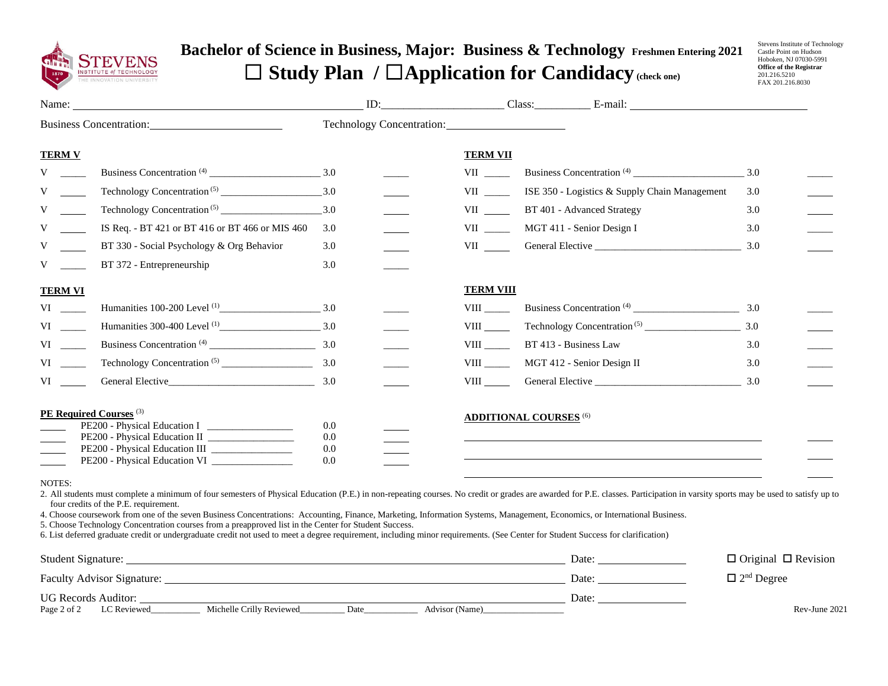# Bachelor of Science in Business, Major: Business & Technology Freshmen Entering 2021

## ☐ Study Plan / ☐ Application for Candidacy (check one)

Stevens Institute of Technology
Castle Point on Hudson
Hoboken, NJ 07030-5991
**Office of the Registrar**
201.216.5210
FAX 201.216.8030

Name: ______________________ ID: ______________ Class: ________ E-mail: ______________________

Business Concentration: ______________________ Technology Concentration: ______________________

**TERM V**

| | | | | |
|---|---|---|---|---|
| V | _____ | Business Concentration [4] ____________ | 3.0 | _____ |
| V | _____ | Technology Concentration [5] ____________ | 3.0 | _____ |
| V | _____ | Technology Concentration [5] ____________ | 3.0 | _____ |
| V | _____ | IS Req. - BT 421 or BT 416 or BT 466 or MIS 460 | 3.0 | _____ |
| V | _____ | BT 330 - Social Psychology & Org Behavior | 3.0 | _____ |
| V | _____ | BT 372 - Entrepreneurship | 3.0 | _____ |

**TERM VI**

| | | | | |
|---|---|---|---|---|
| VI | _____ | Humanities 100-200 Level [1] ____________ | 3.0 | _____ |
| VI | _____ | Humanities 300-400 Level [1] ____________ | 3.0 | _____ |
| VI | _____ | Business Concentration [4] ____________ | 3.0 | _____ |
| VI | _____ | Technology Concentration [5] ____________ | 3.0 | _____ |
| VI | _____ | General Elective ____________ | 3.0 | _____ |

**TERM VII**

| | | | | |
|---|---|---|---|---|
| VII | _____ | Business Concentration [4] ____________ | 3.0 | _____ |
| VII | _____ | ISE 350 - Logistics & Supply Chain Management | 3.0 | _____ |
| VII | _____ | BT 401 - Advanced Strategy | 3.0 | _____ |
| VII | _____ | MGT 411 - Senior Design I | 3.0 | _____ |
| VII | _____ | General Elective ____________ | 3.0 | _____ |

**TERM VIII**

| | | | | |
|---|---|---|---|---|
| VIII | _____ | Business Concentration [4] ____________ | 3.0 | _____ |
| VIII | _____ | Technology Concentration [5] ____________ | 3.0 | _____ |
| VIII | _____ | BT 413 - Business Law | 3.0 | _____ |
| VIII | _____ | MGT 412 - Senior Design II | 3.0 | _____ |
| VIII | _____ | General Elective ____________ | 3.0 | _____ |

**PE Required Courses** [3]

| | | | |
|---|---|---|---|
| _____ | PE200 - Physical Education I ____________ | 0.0 | _____ |
| _____ | PE200 - Physical Education II ____________ | 0.0 | _____ |
| _____ | PE200 - Physical Education III ____________ | 0.0 | _____ |
| _____ | PE200 - Physical Education VI ____________ | 0.0 | _____ |

**ADDITIONAL COURSES** [6]

| | |
|---|---|
| ______________________________ | _____ |
| ______________________________ | _____ |
| ______________________________ | _____ |

NOTES:

2. All students must complete a minimum of four semesters of Physical Education (P.E.) in non-repeating courses. No credit or grades are awarded for P.E. classes. Participation in varsity sports may be used to satisfy up to four credits of the P.E. requirement.
4. Choose coursework from one of the seven Business Concentrations: Accounting, Finance, Marketing, Information Systems, Management, Economics, or International Business.
5. Choose Technology Concentration courses from a preapproved list in the Center for Student Success.
6. List deferred graduate credit or undergraduate credit not used to meet a degree requirement, including minor requirements. (See Center for Student Success for clarification)

Student Signature: ______________________ Date: __________ ☐ Original ☐ Revision

Faculty Advisor Signature: ______________________ Date: __________ ☐ 2nd Degree

UG Records Auditor: ______________________ Date: __________

LC Reviewed__________ Michelle Crilly Reviewed__________ Date__________ Advisor (Name)__________

Rev-June 2021